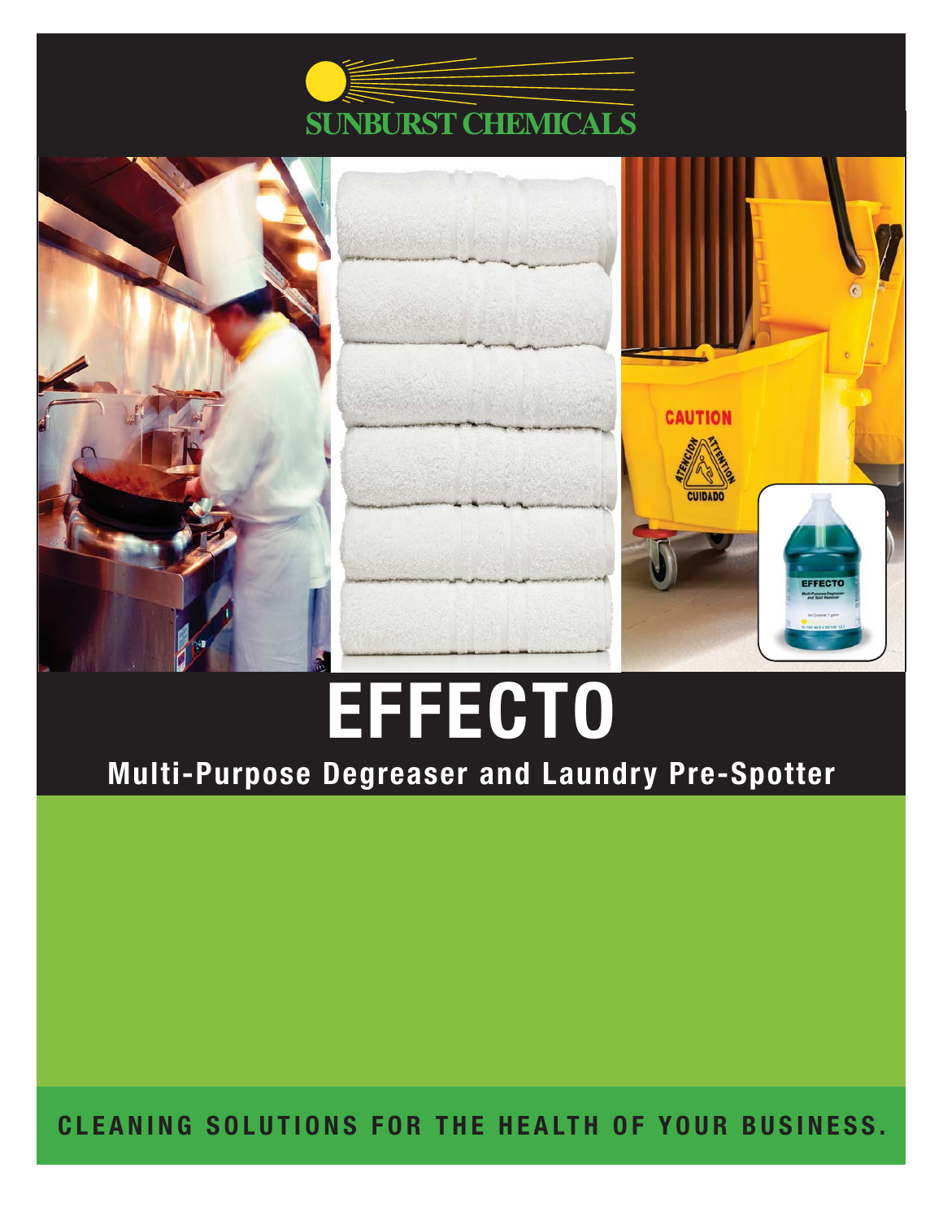SUNBURST CHEMICALS

# EFFECTO

## Multi-Purpose Degreaser and Laundry Pre-Spotter

**CLEANING SOLUTIONS FOR THE HEALTH OF YOUR BUSINESS.**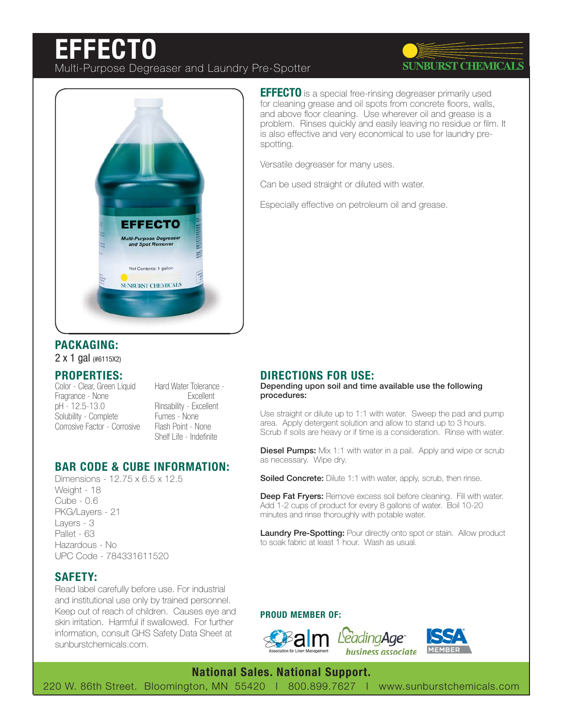# EFFECTO

Multi-Purpose Degreaser and Laundry Pre-Spotter

SUNBURST CHEMICALS

**EFFECTO** is a special free-rinsing degreaser primarily used for cleaning grease and oil spots from concrete floors, walls, and above floor cleaning. Use wherever oil and grease is a problem. Rinses quickly and easily leaving no residue or film. It is also effective and very economical to use for laundry pre-spotting.

Versatile degreaser for many uses.

Can be used straight or diluted with water.

Especially effective on petroleum oil and grease.

## PACKAGING:

2 x 1 gal (#6115X2)

## PROPERTIES:

Color - Clear, Green Liquid
Fragrance - None
pH - 12.5-13.0
Solubility - Complete
Corrosive Factor - Corrosive
Hard Water Tolerance - Excellent
Rinsability - Excellent
Fumes - None
Flash Point - None
Shelf Life - Indefinite

## BAR CODE & CUBE INFORMATION:

Dimensions - 12.75 x 6.5 x 12.5
Weight - 18
Cube - 0.6
PKG/Layers - 21
Layers - 3
Pallet - 63
Hazardous - No
UPC Code - 784331611520

## SAFETY:

Read label carefully before use. For industrial and institutional use only by trained personnel. Keep out of reach of children. Causes eye and skin irritation. Harmful if swallowed. For further information, consult GHS Safety Data Sheet at sunburstchemicals.com.

## DIRECTIONS FOR USE:

**Depending upon soil and time available use the following procedures:**

Use straight or dilute up to 1:1 with water. Sweep the pad and pump area. Apply detergent solution and allow to stand up to 3 hours. Scrub if soils are heavy or if time is a consideration. Rinse with water.

**Diesel Pumps:** Mix 1:1 with water in a pail. Apply and wipe or scrub as necessary. Wipe dry.

**Soiled Concrete:** Dilute 1:1 with water, apply, scrub, then rinse.

**Deep Fat Fryers:** Remove excess soil before cleaning. Fill with water. Add 1-2 cups of product for every 8 gallons of water. Boil 10-20 minutes and rinse thoroughly with potable water.

**Laundry Pre-Spotting:** Pour directly onto spot or stain. Allow product to soak fabric at least 1 hour. Wash as usual.

**PROUD MEMBER OF:**

alm Association for Linen Management | LeadingAge business associate | ISSA MEMBER

**National Sales. National Support.**

220 W. 86th Street. Bloomington, MN 55420 | 800.899.7627 | www.sunburstchemicals.com